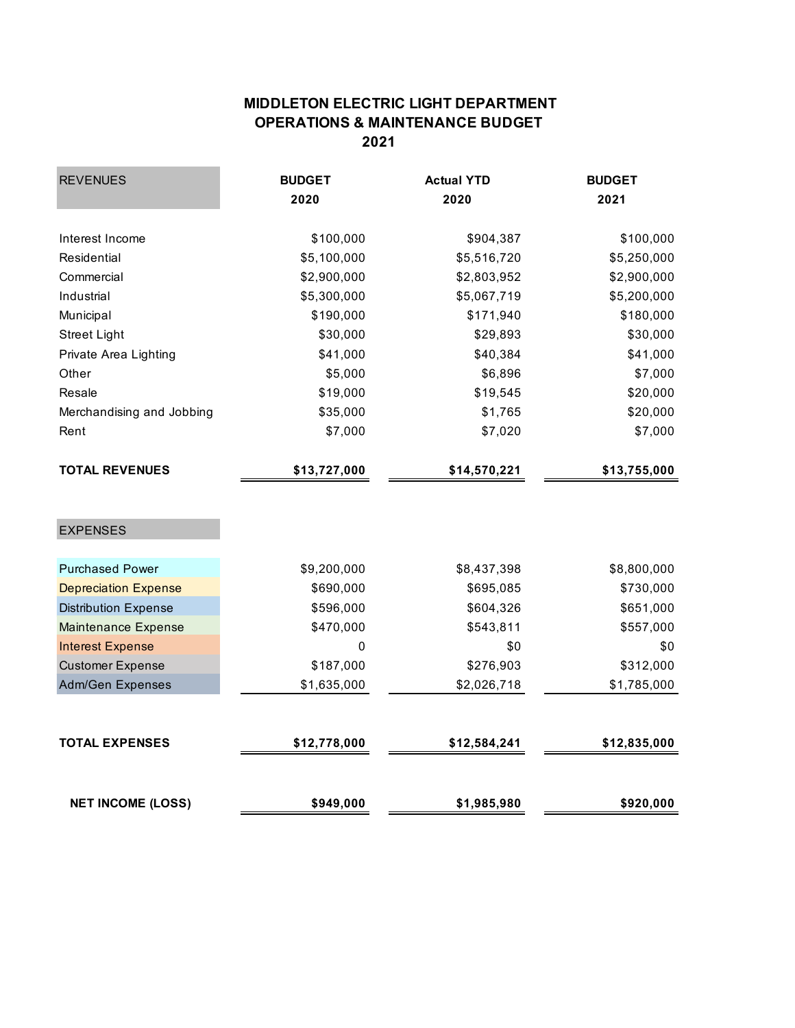# MIDDLETON ELECTRIC LIGHT DEPARTMENT
## OPERATIONS & MAINTENANCE BUDGET
## 2021

| REVENUES | BUDGET 2020 | Actual YTD 2020 | BUDGET 2021 |
|---|---|---|---|
| Interest Income | $100,000 | $904,387 | $100,000 |
| Residential | $5,100,000 | $5,516,720 | $5,250,000 |
| Commercial | $2,900,000 | $2,803,952 | $2,900,000 |
| Industrial | $5,300,000 | $5,067,719 | $5,200,000 |
| Municipal | $190,000 | $171,940 | $180,000 |
| Street Light | $30,000 | $29,893 | $30,000 |
| Private Area Lighting | $41,000 | $40,384 | $41,000 |
| Other | $5,000 | $6,896 | $7,000 |
| Resale | $19,000 | $19,545 | $20,000 |
| Merchandising and Jobbing | $35,000 | $1,765 | $20,000 |
| Rent | $7,000 | $7,020 | $7,000 |
| **TOTAL REVENUES** | **$13,727,000** | **$14,570,221** | **$13,755,000** |
| **EXPENSES** | | | |
| Purchased Power | $9,200,000 | $8,437,398 | $8,800,000 |
| Depreciation Expense | $690,000 | $695,085 | $730,000 |
| Distribution Expense | $596,000 | $604,326 | $651,000 |
| Maintenance Expense | $470,000 | $543,811 | $557,000 |
| Interest Expense | 0 | $0 | $0 |
| Customer Expense | $187,000 | $276,903 | $312,000 |
| Adm/Gen Expenses | $1,635,000 | $2,026,718 | $1,785,000 |
| **TOTAL EXPENSES** | **$12,778,000** | **$12,584,241** | **$12,835,000** |
| **NET INCOME (LOSS)** | **$949,000** | **$1,985,980** | **$920,000** |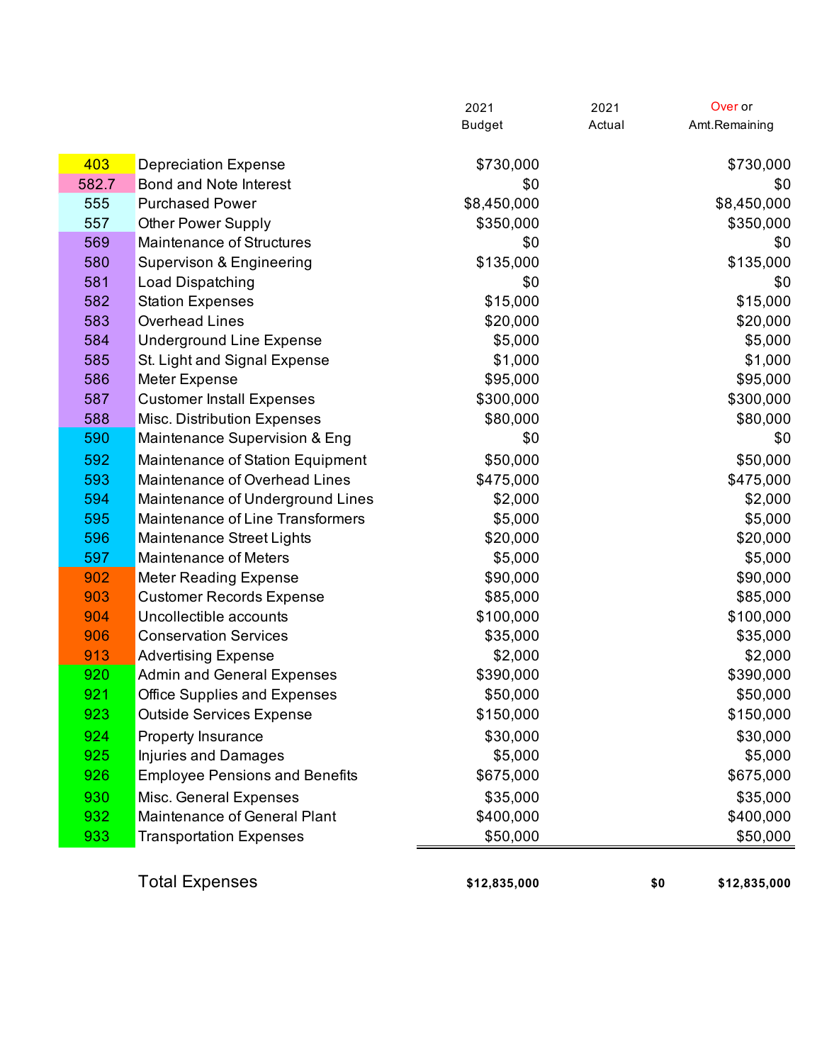| | | 2021 Budget | 2021 Actual | Over or Amt.Remaining |
|---|---|---|---|---|
| 403 | Depreciation Expense | $730,000 | | $730,000 |
| 582.7 | Bond and Note Interest | $0 | | $0 |
| 555 | Purchased Power | $8,450,000 | | $8,450,000 |
| 557 | Other Power Supply | $350,000 | | $350,000 |
| 569 | Maintenance of Structures | $0 | | $0 |
| 580 | Supervison & Engineering | $135,000 | | $135,000 |
| 581 | Load Dispatching | $0 | | $0 |
| 582 | Station Expenses | $15,000 | | $15,000 |
| 583 | Overhead Lines | $20,000 | | $20,000 |
| 584 | Underground Line Expense | $5,000 | | $5,000 |
| 585 | St. Light and Signal Expense | $1,000 | | $1,000 |
| 586 | Meter Expense | $95,000 | | $95,000 |
| 587 | Customer Install Expenses | $300,000 | | $300,000 |
| 588 | Misc. Distribution Expenses | $80,000 | | $80,000 |
| 590 | Maintenance Supervision & Eng | $0 | | $0 |
| 592 | Maintenance of Station Equipment | $50,000 | | $50,000 |
| 593 | Maintenance of Overhead Lines | $475,000 | | $475,000 |
| 594 | Maintenance of Underground Lines | $2,000 | | $2,000 |
| 595 | Maintenance of Line Transformers | $5,000 | | $5,000 |
| 596 | Maintenance Street Lights | $20,000 | | $20,000 |
| 597 | Maintenance of Meters | $5,000 | | $5,000 |
| 902 | Meter Reading Expense | $90,000 | | $90,000 |
| 903 | Customer Records Expense | $85,000 | | $85,000 |
| 904 | Uncollectible accounts | $100,000 | | $100,000 |
| 906 | Conservation Services | $35,000 | | $35,000 |
| 913 | Advertising Expense | $2,000 | | $2,000 |
| 920 | Admin and General Expenses | $390,000 | | $390,000 |
| 921 | Office Supplies and Expenses | $50,000 | | $50,000 |
| 923 | Outside Services Expense | $150,000 | | $150,000 |
| 924 | Property Insurance | $30,000 | | $30,000 |
| 925 | Injuries and Damages | $5,000 | | $5,000 |
| 926 | Employee Pensions and Benefits | $675,000 | | $675,000 |
| 930 | Misc. General Expenses | $35,000 | | $35,000 |
| 932 | Maintenance of General Plant | $400,000 | | $400,000 |
| 933 | Transportation Expenses | $50,000 | | $50,000 |
| | **Total Expenses** | **$12,835,000** | **$0** | **$12,835,000** |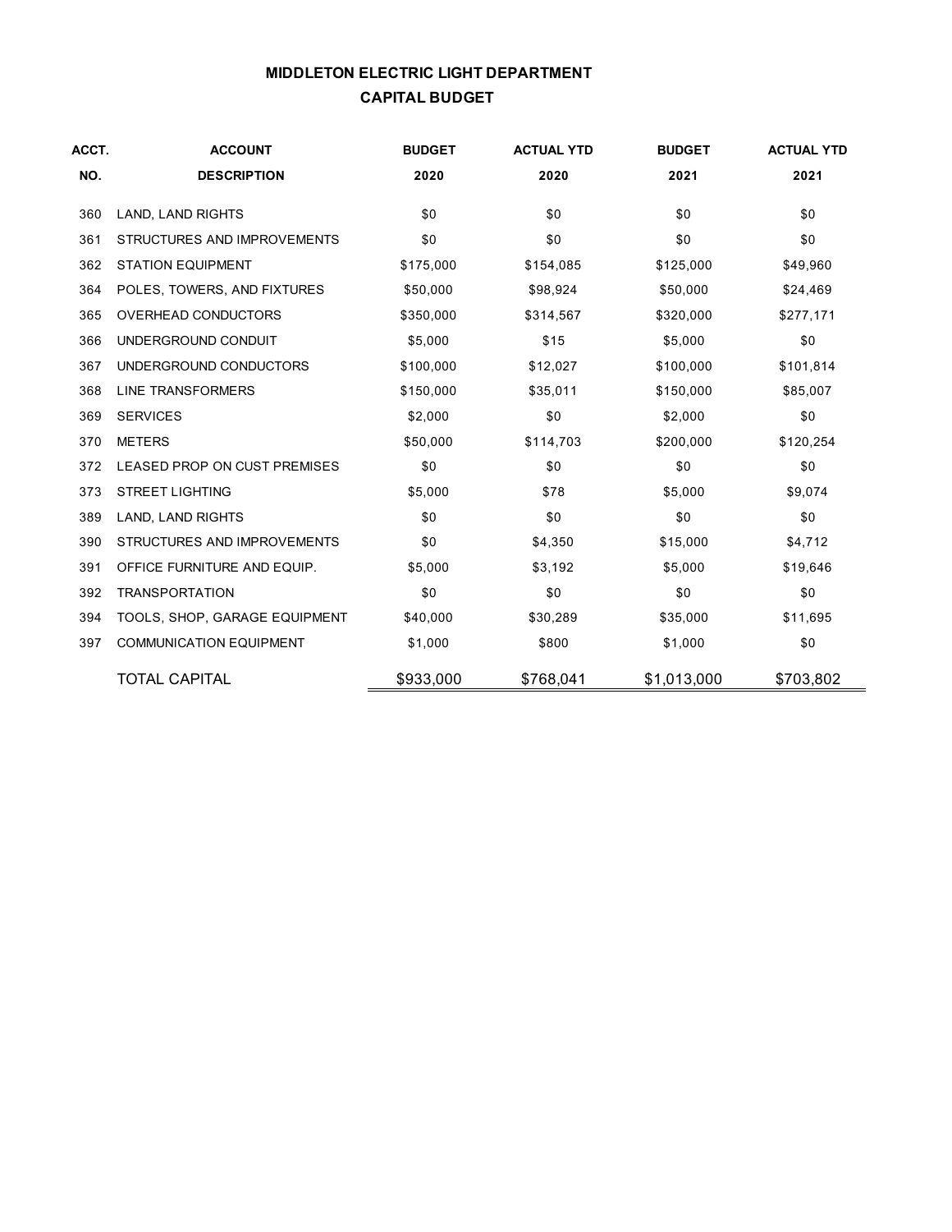# MIDDLETON ELECTRIC LIGHT DEPARTMENT

## CAPITAL BUDGET

| ACCT. NO. | ACCOUNT DESCRIPTION | BUDGET 2020 | ACTUAL YTD 2020 | BUDGET 2021 | ACTUAL YTD 2021 |
|---|---|---|---|---|---|
| 360 | LAND, LAND RIGHTS | $0 | $0 | $0 | $0 |
| 361 | STRUCTURES AND IMPROVEMENTS | $0 | $0 | $0 | $0 |
| 362 | STATION EQUIPMENT | $175,000 | $154,085 | $125,000 | $49,960 |
| 364 | POLES, TOWERS, AND FIXTURES | $50,000 | $98,924 | $50,000 | $24,469 |
| 365 | OVERHEAD CONDUCTORS | $350,000 | $314,567 | $320,000 | $277,171 |
| 366 | UNDERGROUND CONDUIT | $5,000 | $15 | $5,000 | $0 |
| 367 | UNDERGROUND CONDUCTORS | $100,000 | $12,027 | $100,000 | $101,814 |
| 368 | LINE TRANSFORMERS | $150,000 | $35,011 | $150,000 | $85,007 |
| 369 | SERVICES | $2,000 | $0 | $2,000 | $0 |
| 370 | METERS | $50,000 | $114,703 | $200,000 | $120,254 |
| 372 | LEASED PROP ON CUST PREMISES | $0 | $0 | $0 | $0 |
| 373 | STREET LIGHTING | $5,000 | $78 | $5,000 | $9,074 |
| 389 | LAND, LAND RIGHTS | $0 | $0 | $0 | $0 |
| 390 | STRUCTURES AND IMPROVEMENTS | $0 | $4,350 | $15,000 | $4,712 |
| 391 | OFFICE FURNITURE AND EQUIP. | $5,000 | $3,192 | $5,000 | $19,646 |
| 392 | TRANSPORTATION | $0 | $0 | $0 | $0 |
| 394 | TOOLS, SHOP, GARAGE EQUIPMENT | $40,000 | $30,289 | $35,000 | $11,695 |
| 397 | COMMUNICATION EQUIPMENT | $1,000 | $800 | $1,000 | $0 |
| | TOTAL CAPITAL | $933,000 | $768,041 | $1,013,000 | $703,802 |